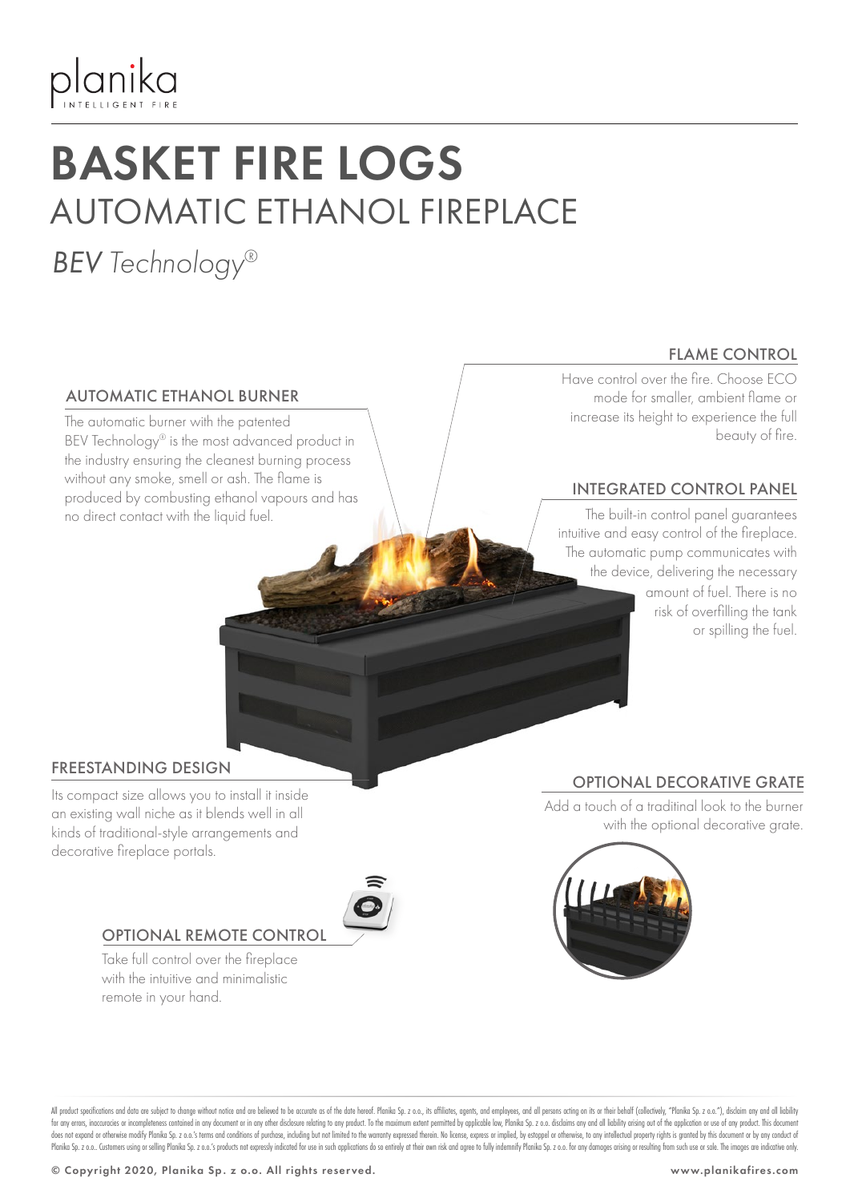planika
INTELLIGENT FIRE

# BASKET FIRE LOGS

## AUTOMATIC ETHANOL FIREPLACE

*BEV Technology®*

### AUTOMATIC ETHANOL BURNER

The automatic burner with the patented BEV Technology® is the most advanced product in the industry ensuring the cleanest burning process without any smoke, smell or ash. The flame is produced by combusting ethanol vapours and has no direct contact with the liquid fuel.

### FLAME CONTROL

Have control over the fire. Choose ECO mode for smaller, ambient flame or increase its height to experience the full beauty of fire.

### INTEGRATED CONTROL PANEL

The built-in control panel guarantees intuitive and easy control of the fireplace. The automatic pump communicates with the device, delivering the necessary amount of fuel. There is no risk of overfilling the tank or spilling the fuel.

### FREESTANDING DESIGN

Its compact size allows you to install it inside an existing wall niche as it blends well in all kinds of traditional-style arrangements and decorative fireplace portals.

### OPTIONAL DECORATIVE GRATE

Add a touch of a traditinal look to the burner with the optional decorative grate.

### OPTIONAL REMOTE CONTROL

Take full control over the fireplace with the intuitive and minimalistic remote in your hand.

All product specifications and data are subject to change without notice and are believed to be accurate as of the date hereof. Planika Sp. z o.o., its affiliates, agents, and employees, and all persons acting on its or their behalf (collectively, "Planika Sp. z o.o."), disclaim any and all liability for any errors, inaccuracies or incompleteness contained in any document or in any other disclosure relating to any product. To the maximum extent permitted by applicable law, Planika Sp. z o.o. disclaims any and all liability arising out of the application or use of any product. This document does not expand or otherwise modify Planika Sp. z o.o.'s terms and conditions of purchase, including but not limited to the warranty expressed therein. No license, express or implied, by estoppel or otherwise, to any intellectual property rights is granted by this document or by any conduct of Planika Sp. z o.o.. Customers using or selling Planika Sp. z o.o.'s products not expressly indicated for use in such applications do so entirely at their own risk and agree to fully indemnify Planika Sp. z o.o. for any damages arising or resulting from such use or sale. The images are indicative only.

© Copyright 2020, Planika Sp. z o.o. All rights reserved.

www.planikafires.com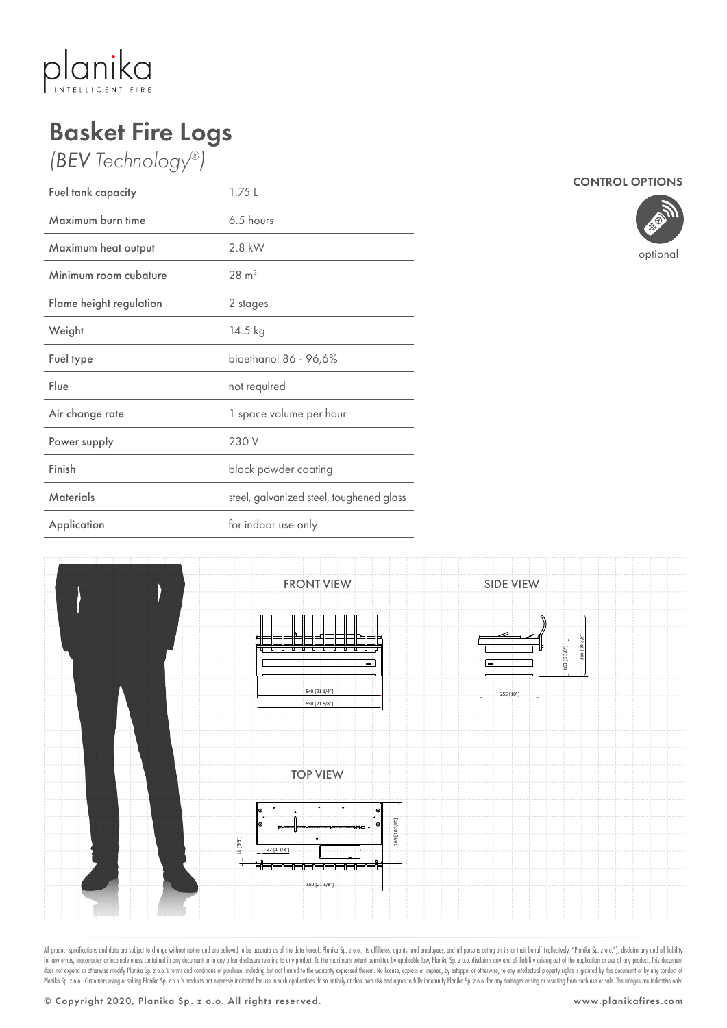planika
INTELLIGENT FIRE

# Basket Fire Logs

*(BEV Technology®)*

| | |
|---|---|
| Fuel tank capacity | 1.75 L |
| Maximum burn time | 6.5 hours |
| Maximum heat output | 2.8 kW |
| Minimum room cubature | 28 $m^3$ |
| Flame height regulation | 2 stages |
| Weight | 14.5 kg |
| Fuel type | bioethanol 86 - 96,6% |
| Flue | not required |
| Air change rate | 1 space volume per hour |
| Power supply | 230 V |
| Finish | black powder coating |
| Materials | steel, galvanized steel, toughened glass |
| Application | for indoor use only |

CONTROL OPTIONS

optional

FRONT VIEW

540 [21 1/4"]
550 [21 5/8"]

SIDE VIEW

255 [10"]
163 [6 3/8"]
265 [10 3/8"]

TOP VIEW

11 [3/8"]
27 [1 1/8"]
265 [10 3/8"]
550 [21 5/8"]

All product specifications and data are subject to change without notice and are believed to be accurate as of the date hereof. Planika Sp. z o.o., its affiliates, agents, and employees, and all persons acting on its or their behalf (collectively, "Planika Sp. z o.o."), disclaim any and all liability for any errors, inaccuracies or incompleteness contained in any document or in any other disclosure relating to any product. To the maximum extent permitted by applicable law, Planika Sp. z o.o. disclaims any and all liability arising out of the application or use of any product. This document does not expand or otherwise modify Planika Sp. z o.o.'s terms and conditions of purchase, including but not limited to the warranty expressed therein. No license, express or implied, by estoppel or otherwise, to any intellectual property rights is granted by this document or by any conduct of Planika Sp. z o.o.. Customers using or selling Planika Sp. z o.o.'s products not expressly indicated for use in such applications do so entirely at their own risk and agree to fully indemnify Planika Sp. z o.o. for any damages arising or resulting from such use or sale. The images are indicative only.

© Copyright 2020, Planika Sp. z o.o. All rights reserved.

www.planikafires.com